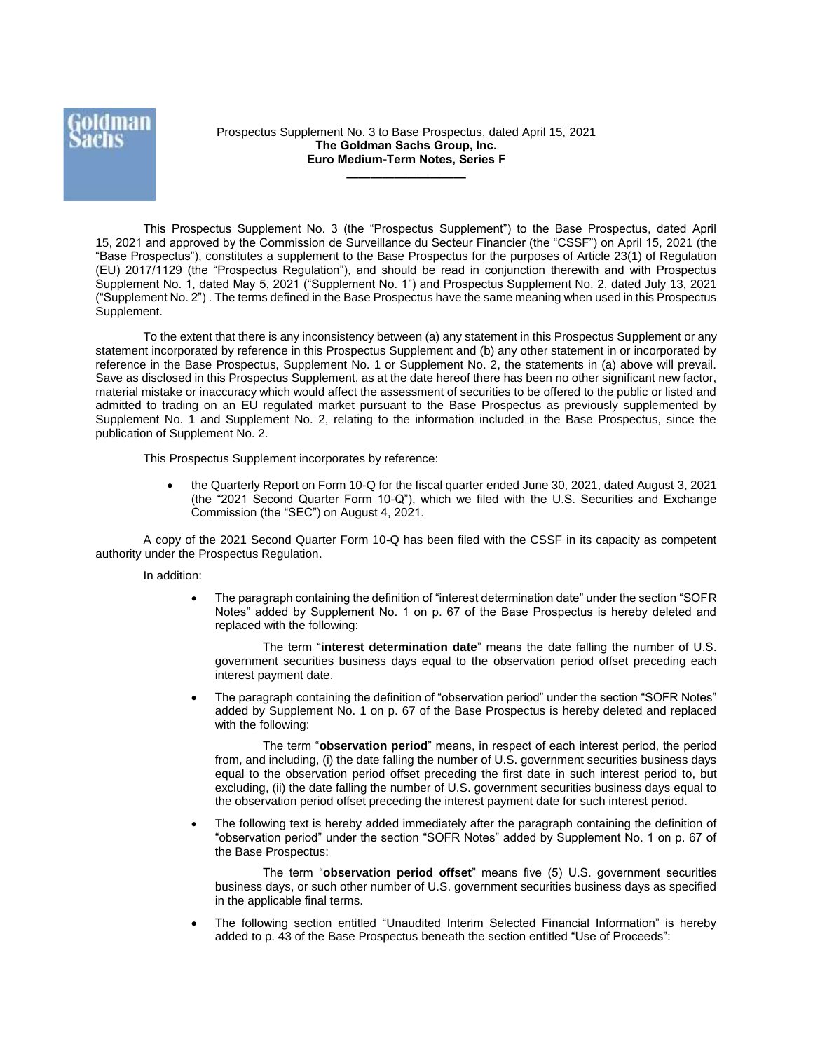Prospectus Supplement No. 3 to Base Prospectus, dated April 15, 2021

**The Goldman Sachs Group, Inc.**

**Euro Medium-Term Notes, Series F**

---

This Prospectus Supplement No. 3 (the "Prospectus Supplement") to the Base Prospectus, dated April 15, 2021 and approved by the Commission de Surveillance du Secteur Financier (the "CSSF") on April 15, 2021 (the "Base Prospectus"), constitutes a supplement to the Base Prospectus for the purposes of Article 23(1) of Regulation (EU) 2017/1129 (the "Prospectus Regulation"), and should be read in conjunction therewith and with Prospectus Supplement No. 1, dated May 5, 2021 ("Supplement No. 1") and Prospectus Supplement No. 2, dated July 13, 2021 ("Supplement No. 2") . The terms defined in the Base Prospectus have the same meaning when used in this Prospectus Supplement.

To the extent that there is any inconsistency between (a) any statement in this Prospectus Supplement or any statement incorporated by reference in this Prospectus Supplement and (b) any other statement in or incorporated by reference in the Base Prospectus, Supplement No. 1 or Supplement No. 2, the statements in (a) above will prevail. Save as disclosed in this Prospectus Supplement, as at the date hereof there has been no other significant new factor, material mistake or inaccuracy which would affect the assessment of securities to be offered to the public or listed and admitted to trading on an EU regulated market pursuant to the Base Prospectus as previously supplemented by Supplement No. 1 and Supplement No. 2, relating to the information included in the Base Prospectus, since the publication of Supplement No. 2.

This Prospectus Supplement incorporates by reference:

- the Quarterly Report on Form 10-Q for the fiscal quarter ended June 30, 2021, dated August 3, 2021 (the "2021 Second Quarter Form 10-Q"), which we filed with the U.S. Securities and Exchange Commission (the "SEC") on August 4, 2021.

A copy of the 2021 Second Quarter Form 10-Q has been filed with the CSSF in its capacity as competent authority under the Prospectus Regulation.

In addition:

- The paragraph containing the definition of "interest determination date" under the section "SOFR Notes" added by Supplement No. 1 on p. 67 of the Base Prospectus is hereby deleted and replaced with the following:

  The term "**interest determination date**" means the date falling the number of U.S. government securities business days equal to the observation period offset preceding each interest payment date.

- The paragraph containing the definition of "observation period" under the section "SOFR Notes" added by Supplement No. 1 on p. 67 of the Base Prospectus is hereby deleted and replaced with the following:

  The term "**observation period**" means, in respect of each interest period, the period from, and including, (i) the date falling the number of U.S. government securities business days equal to the observation period offset preceding the first date in such interest period to, but excluding, (ii) the date falling the number of U.S. government securities business days equal to the observation period offset preceding the interest payment date for such interest period.

- The following text is hereby added immediately after the paragraph containing the definition of "observation period" under the section "SOFR Notes" added by Supplement No. 1 on p. 67 of the Base Prospectus:

  The term "**observation period offset**" means five (5) U.S. government securities business days, or such other number of U.S. government securities business days as specified in the applicable final terms.

- The following section entitled "Unaudited Interim Selected Financial Information" is hereby added to p. 43 of the Base Prospectus beneath the section entitled "Use of Proceeds":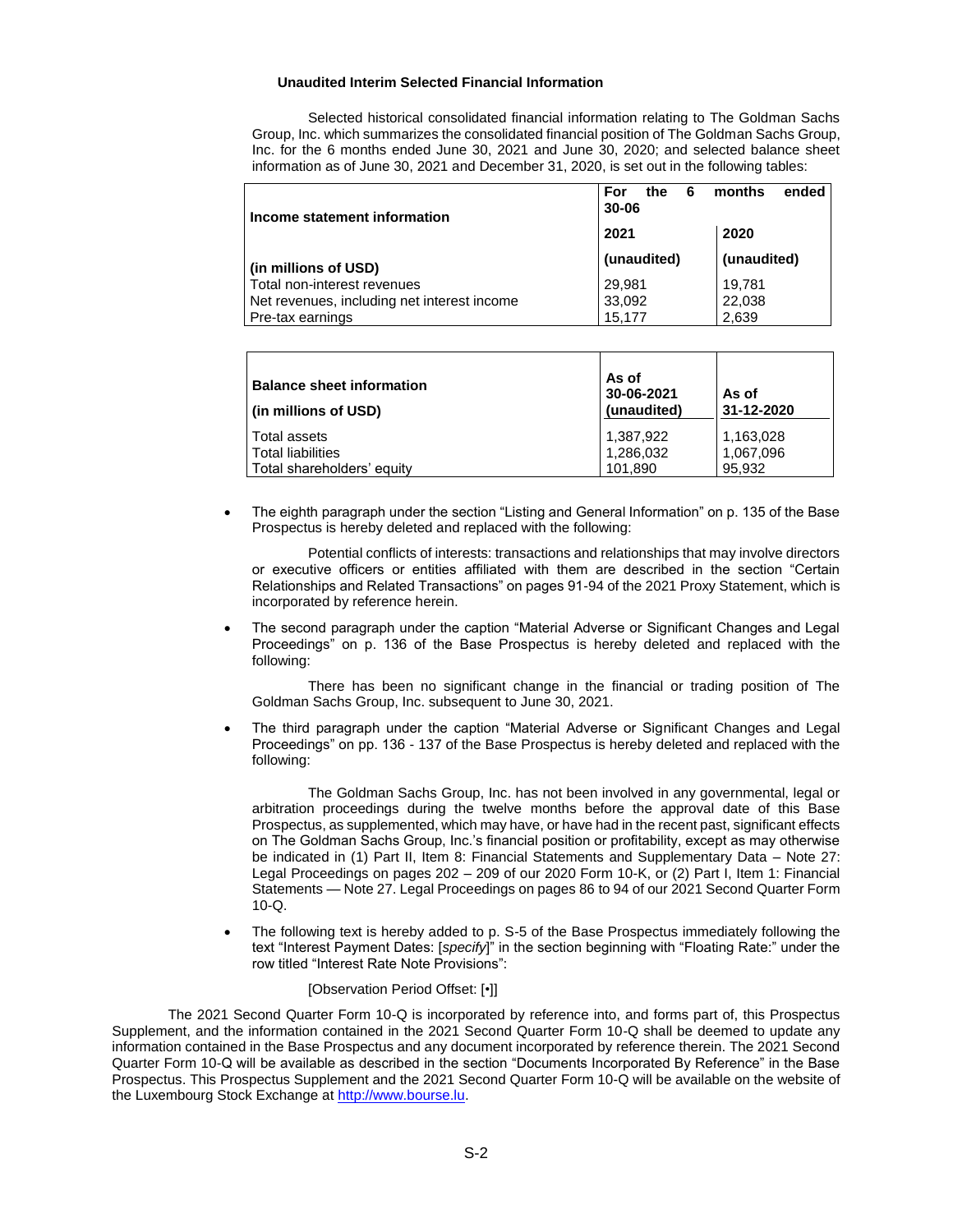### Unaudited Interim Selected Financial Information

Selected historical consolidated financial information relating to The Goldman Sachs Group, Inc. which summarizes the consolidated financial position of The Goldman Sachs Group, Inc. for the 6 months ended June 30, 2021 and June 30, 2020; and selected balance sheet information as of June 30, 2021 and December 31, 2020, is set out in the following tables:

| **Income statement information** | **For the 6 months ended 30-06** | |
|---|---|---|
| | **2021** | **2020** |
| **(in millions of USD)** | **(unaudited)** | **(unaudited)** |
| Total non-interest revenues | 29,981 | 19,781 |
| Net revenues, including net interest income | 33,092 | 22,038 |
| Pre-tax earnings | 15,177 | 2,639 |

| **Balance sheet information** **(in millions of USD)** | **As of 30-06-2021 (unaudited)** | **As of 31-12-2020** |
|---|---|---|
| Total assets | 1,387,922 | 1,163,028 |
| Total liabilities | 1,286,032 | 1,067,096 |
| Total shareholders' equity | 101,890 | 95,932 |

- The eighth paragraph under the section "Listing and General Information" on p. 135 of the Base Prospectus is hereby deleted and replaced with the following:

  Potential conflicts of interests: transactions and relationships that may involve directors or executive officers or entities affiliated with them are described in the section "Certain Relationships and Related Transactions" on pages 91-94 of the 2021 Proxy Statement, which is incorporated by reference herein.

- The second paragraph under the caption "Material Adverse or Significant Changes and Legal Proceedings" on p. 136 of the Base Prospectus is hereby deleted and replaced with the following:

  There has been no significant change in the financial or trading position of The Goldman Sachs Group, Inc. subsequent to June 30, 2021.

- The third paragraph under the caption "Material Adverse or Significant Changes and Legal Proceedings" on pp. 136 - 137 of the Base Prospectus is hereby deleted and replaced with the following:

  The Goldman Sachs Group, Inc. has not been involved in any governmental, legal or arbitration proceedings during the twelve months before the approval date of this Base Prospectus, as supplemented, which may have, or have had in the recent past, significant effects on The Goldman Sachs Group, Inc.'s financial position or profitability, except as may otherwise be indicated in (1) Part II, Item 8: Financial Statements and Supplementary Data – Note 27: Legal Proceedings on pages 202 – 209 of our 2020 Form 10-K, or (2) Part I, Item 1: Financial Statements — Note 27. Legal Proceedings on pages 86 to 94 of our 2021 Second Quarter Form 10-Q.

- The following text is hereby added to p. S-5 of the Base Prospectus immediately following the text "Interest Payment Dates: [*specify*]" in the section beginning with "Floating Rate:" under the row titled "Interest Rate Note Provisions":

  [Observation Period Offset: [•]]

The 2021 Second Quarter Form 10-Q is incorporated by reference into, and forms part of, this Prospectus Supplement, and the information contained in the 2021 Second Quarter Form 10-Q shall be deemed to update any information contained in the Base Prospectus and any document incorporated by reference therein. The 2021 Second Quarter Form 10-Q will be available as described in the section "Documents Incorporated By Reference" in the Base Prospectus. This Prospectus Supplement and the 2021 Second Quarter Form 10-Q will be available on the website of the Luxembourg Stock Exchange at http://www.bourse.lu.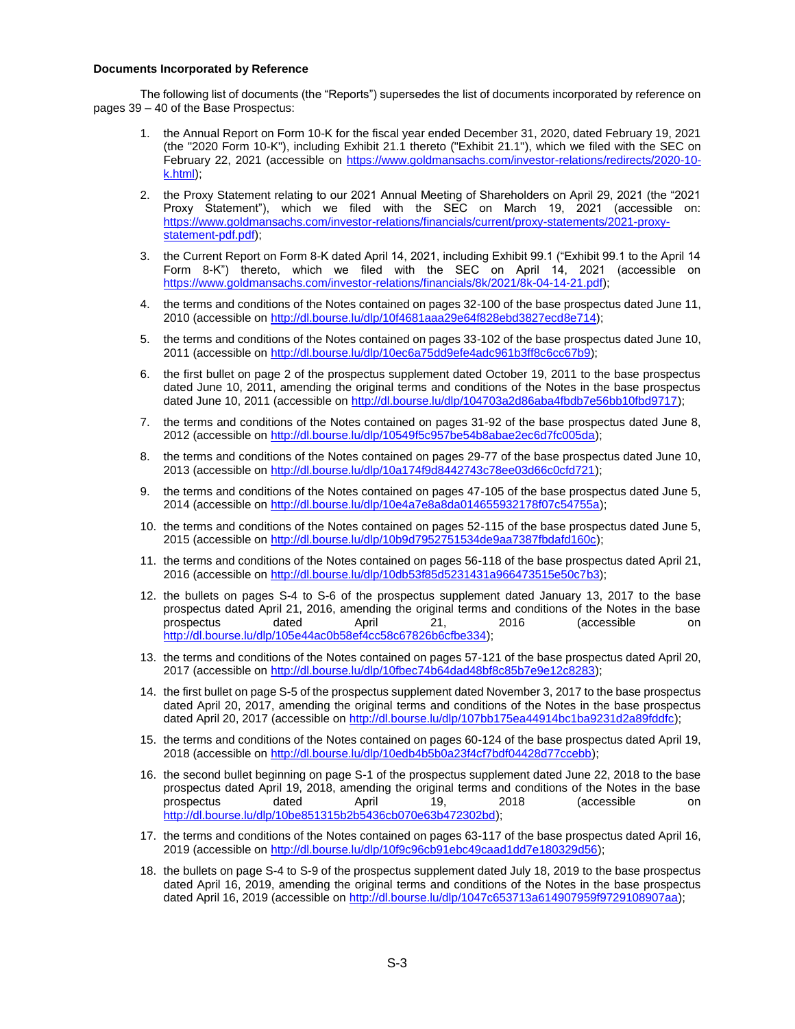**Documents Incorporated by Reference**

The following list of documents (the "Reports") supersedes the list of documents incorporated by reference on pages 39 – 40 of the Base Prospectus:

1. the Annual Report on Form 10-K for the fiscal year ended December 31, 2020, dated February 19, 2021 (the "2020 Form 10-K"), including Exhibit 21.1 thereto ("Exhibit 21.1"), which we filed with the SEC on February 22, 2021 (accessible on https://www.goldmansachs.com/investor-relations/redirects/2020-10-k.html);
2. the Proxy Statement relating to our 2021 Annual Meeting of Shareholders on April 29, 2021 (the "2021 Proxy Statement"), which we filed with the SEC on March 19, 2021 (accessible on: https://www.goldmansachs.com/investor-relations/financials/current/proxy-statements/2021-proxy-statement-pdf.pdf);
3. the Current Report on Form 8-K dated April 14, 2021, including Exhibit 99.1 ("Exhibit 99.1 to the April 14 Form 8-K") thereto, which we filed with the SEC on April 14, 2021 (accessible on https://www.goldmansachs.com/investor-relations/financials/8k/2021/8k-04-14-21.pdf);
4. the terms and conditions of the Notes contained on pages 32-100 of the base prospectus dated June 11, 2010 (accessible on http://dl.bourse.lu/dlp/10f4681aaa29e64f828ebd3827ecd8e714);
5. the terms and conditions of the Notes contained on pages 33-102 of the base prospectus dated June 10, 2011 (accessible on http://dl.bourse.lu/dlp/10ec6a75dd9efe4adc961b3ff8c6cc67b9);
6. the first bullet on page 2 of the prospectus supplement dated October 19, 2011 to the base prospectus dated June 10, 2011, amending the original terms and conditions of the Notes in the base prospectus dated June 10, 2011 (accessible on http://dl.bourse.lu/dlp/104703a2d86aba4fbdb7e56bb10fbd9717);
7. the terms and conditions of the Notes contained on pages 31-92 of the base prospectus dated June 8, 2012 (accessible on http://dl.bourse.lu/dlp/10549f5c957be54b8abae2ec6d7fc005da);
8. the terms and conditions of the Notes contained on pages 29-77 of the base prospectus dated June 10, 2013 (accessible on http://dl.bourse.lu/dlp/10a174f9d8442743c78ee03d66c0cfd721);
9. the terms and conditions of the Notes contained on pages 47-105 of the base prospectus dated June 5, 2014 (accessible on http://dl.bourse.lu/dlp/10e4a7e8a8da014655932178f07c54755a);
10. the terms and conditions of the Notes contained on pages 52-115 of the base prospectus dated June 5, 2015 (accessible on http://dl.bourse.lu/dlp/10b9d7952751534de9aa7387fbdafd160c);
11. the terms and conditions of the Notes contained on pages 56-118 of the base prospectus dated April 21, 2016 (accessible on http://dl.bourse.lu/dlp/10db53f85d5231431a966473515e50c7b3);
12. the bullets on pages S-4 to S-6 of the prospectus supplement dated January 13, 2017 to the base prospectus dated April 21, 2016, amending the original terms and conditions of the Notes in the base prospectus dated April 21, 2016 (accessible on http://dl.bourse.lu/dlp/105e44ac0b58ef4cc58c67826b6cfbe334);
13. the terms and conditions of the Notes contained on pages 57-121 of the base prospectus dated April 20, 2017 (accessible on http://dl.bourse.lu/dlp/10fbec74b64dad48bf8c85b7e9e12c8283);
14. the first bullet on page S-5 of the prospectus supplement dated November 3, 2017 to the base prospectus dated April 20, 2017, amending the original terms and conditions of the Notes in the base prospectus dated April 20, 2017 (accessible on http://dl.bourse.lu/dlp/107bb175ea44914bc1ba9231d2a89fddfc);
15. the terms and conditions of the Notes contained on pages 60-124 of the base prospectus dated April 19, 2018 (accessible on http://dl.bourse.lu/dlp/10edb4b5b0a23f4cf7bdf04428d77ccebb);
16. the second bullet beginning on page S-1 of the prospectus supplement dated June 22, 2018 to the base prospectus dated April 19, 2018, amending the original terms and conditions of the Notes in the base prospectus dated April 19, 2018 (accessible on http://dl.bourse.lu/dlp/10be851315b2b5436cb070e63b472302bd);
17. the terms and conditions of the Notes contained on pages 63-117 of the base prospectus dated April 16, 2019 (accessible on http://dl.bourse.lu/dlp/10f9c96cb91ebc49caad1dd7e180329d56);
18. the bullets on pages S-4 to S-9 of the prospectus supplement dated July 18, 2019 to the base prospectus dated April 16, 2019, amending the original terms and conditions of the Notes in the base prospectus dated April 16, 2019 (accessible on http://dl.bourse.lu/dlp/1047c653713a614907959f9729108907aa);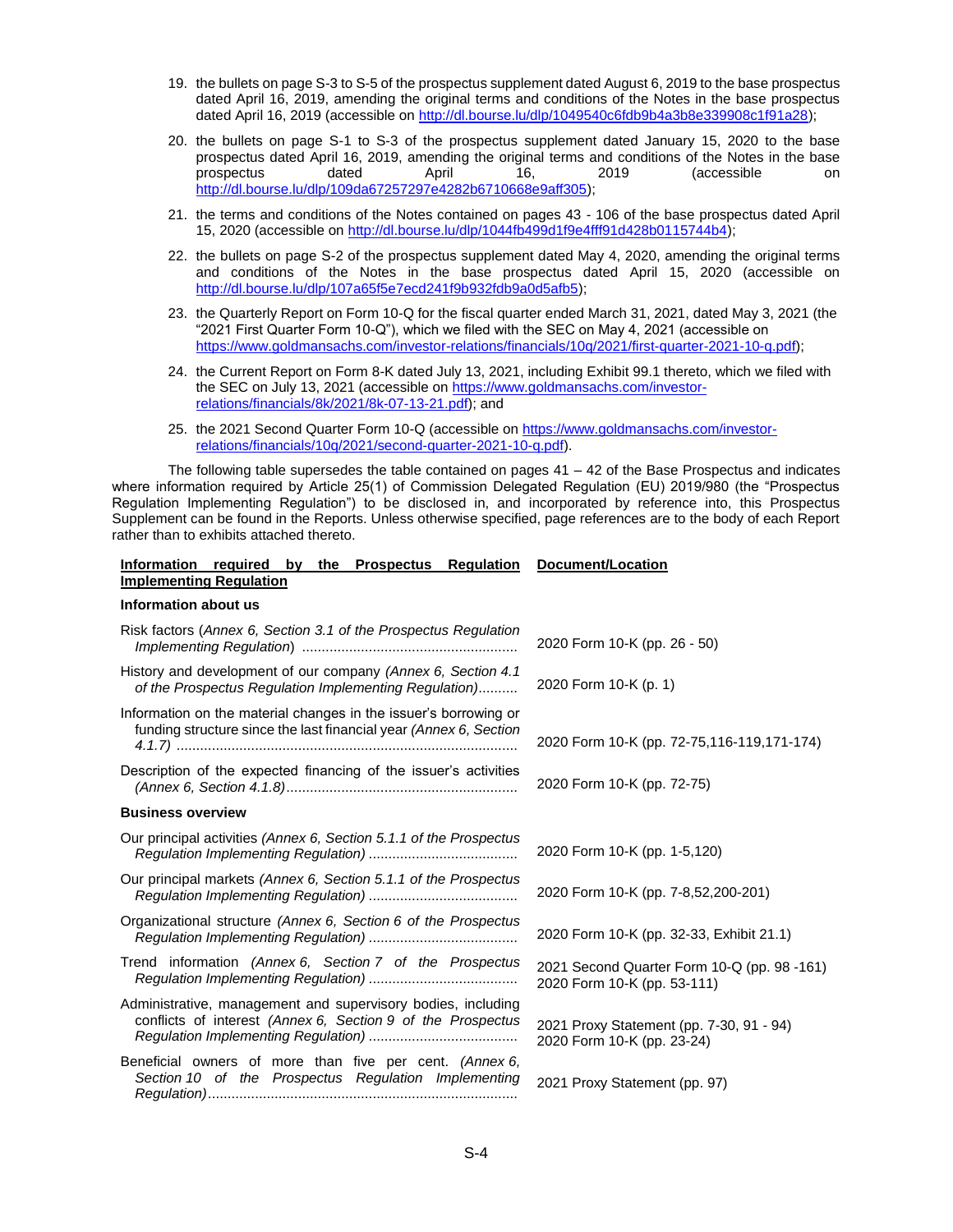19. the bullets on page S-3 to S-5 of the prospectus supplement dated August 6, 2019 to the base prospectus dated April 16, 2019, amending the original terms and conditions of the Notes in the base prospectus dated April 16, 2019 (accessible on http://dl.bourse.lu/dlp/1049540c6fdb9b4a3b8e339908c1f91a28);

20. the bullets on page S-1 to S-3 of the prospectus supplement dated January 15, 2020 to the base prospectus dated April 16, 2019, amending the original terms and conditions of the Notes in the base prospectus dated April 16, 2019 (accessible on http://dl.bourse.lu/dlp/109da67257297e4282b6710668e9aff305);

21. the terms and conditions of the Notes contained on pages 43 - 106 of the base prospectus dated April 15, 2020 (accessible on http://dl.bourse.lu/dlp/1044fb499d1f9e4fff91d428b0115744b4);

22. the bullets on page S-2 of the prospectus supplement dated May 4, 2020, amending the original terms and conditions of the Notes in the base prospectus dated April 15, 2020 (accessible on http://dl.bourse.lu/dlp/107a65f5e7ecd241f9b932fdb9a0d5afb5);

23. the Quarterly Report on Form 10-Q for the fiscal quarter ended March 31, 2021, dated May 3, 2021 (the "2021 First Quarter Form 10-Q"), which we filed with the SEC on May 4, 2021 (accessible on https://www.goldmansachs.com/investor-relations/financials/10q/2021/first-quarter-2021-10-q.pdf);

24. the Current Report on Form 8-K dated July 13, 2021, including Exhibit 99.1 thereto, which we filed with the SEC on July 13, 2021 (accessible on https://www.goldmansachs.com/investor-relations/financials/8k/2021/8k-07-13-21.pdf); and

25. the 2021 Second Quarter Form 10-Q (accessible on https://www.goldmansachs.com/investor-relations/financials/10q/2021/second-quarter-2021-10-q.pdf).

The following table supersedes the table contained on pages 41 – 42 of the Base Prospectus and indicates where information required by Article 25(1) of Commission Delegated Regulation (EU) 2019/980 (the "Prospectus Regulation Implementing Regulation") to be disclosed in, and incorporated by reference into, this Prospectus Supplement can be found in the Reports. Unless otherwise specified, page references are to the body of each Report rather than to exhibits attached thereto.

| **Information required by the Prospectus Regulation Implementing Regulation** | **Document/Location** |
|---|---|
| **Information about us** | |
| Risk factors (*Annex 6, Section 3.1 of the Prospectus Regulation Implementing Regulation*) | 2020 Form 10-K (pp. 26 - 50) |
| History and development of our company (*Annex 6, Section 4.1 of the Prospectus Regulation Implementing Regulation*) | 2020 Form 10-K (p. 1) |
| Information on the material changes in the issuer's borrowing or funding structure since the last financial year (*Annex 6, Section 4.1.7*) | 2020 Form 10-K (pp. 72-75,116-119,171-174) |
| Description of the expected financing of the issuer's activities (*Annex 6, Section 4.1.8*) | 2020 Form 10-K (pp. 72-75) |
| **Business overview** | |
| Our principal activities (*Annex 6, Section 5.1.1 of the Prospectus Regulation Implementing Regulation*) | 2020 Form 10-K (pp. 1-5,120) |
| Our principal markets (*Annex 6, Section 5.1.1 of the Prospectus Regulation Implementing Regulation*) | 2020 Form 10-K (pp. 7-8,52,200-201) |
| Organizational structure (*Annex 6, Section 6 of the Prospectus Regulation Implementing Regulation*) | 2020 Form 10-K (pp. 32-33, Exhibit 21.1) |
| Trend information (*Annex 6, Section 7 of the Prospectus Regulation Implementing Regulation*) | 2021 Second Quarter Form 10-Q (pp. 98 -161)<br>2020 Form 10-K (pp. 53-111) |
| Administrative, management and supervisory bodies, including conflicts of interest (*Annex 6, Section 9 of the Prospectus Regulation Implementing Regulation*) | 2021 Proxy Statement (pp. 7-30, 91 - 94)<br>2020 Form 10-K (pp. 23-24) |
| Beneficial owners of more than five per cent. (*Annex 6, Section 10 of the Prospectus Regulation Implementing Regulation*) | 2021 Proxy Statement (pp. 97) |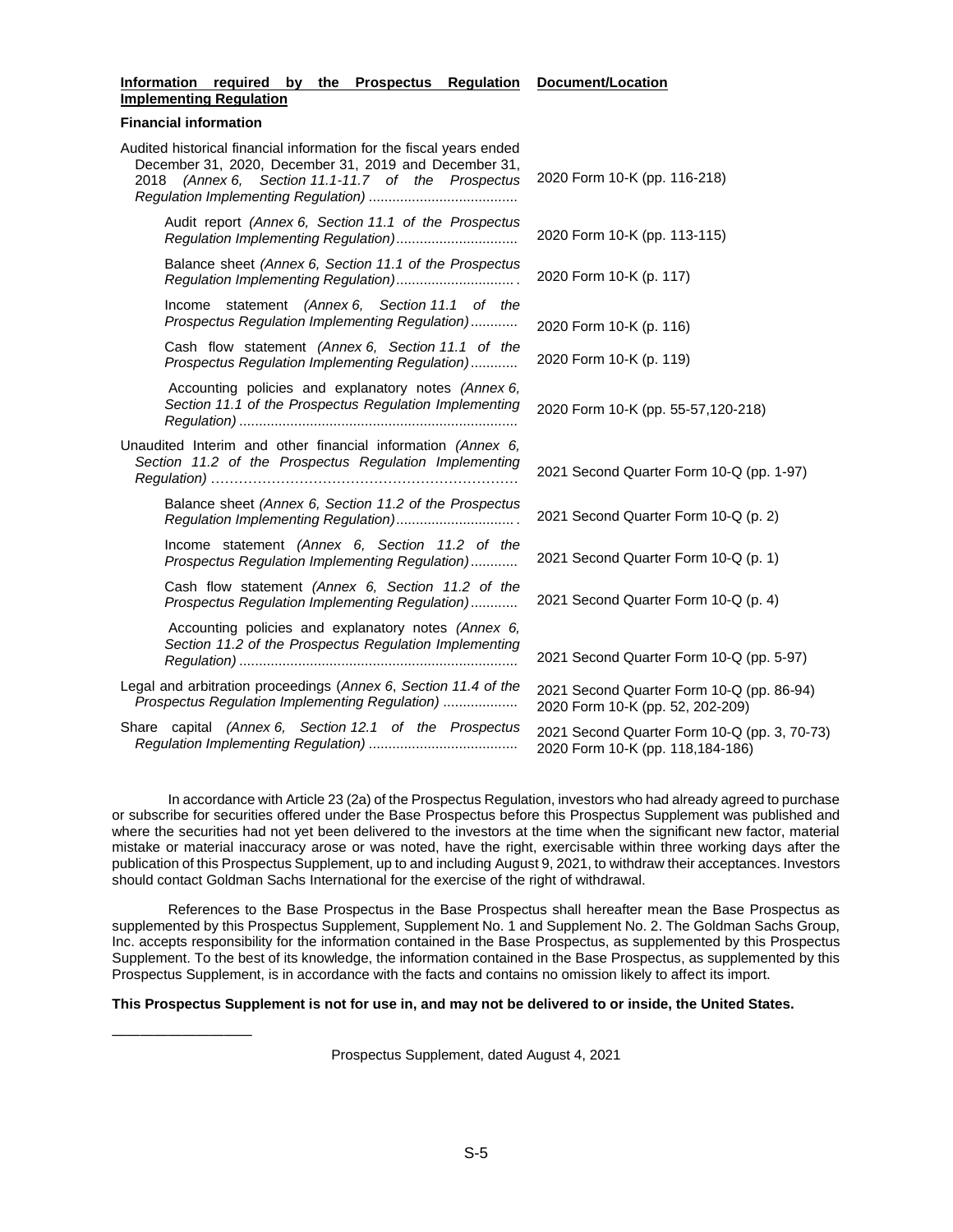| Information required by the Prospectus Regulation Implementing Regulation | Document/Location |
|---|---|
| **Financial information** | |
| Audited historical financial information for the fiscal years ended December 31, 2020, December 31, 2019 and December 31, 2018 *(Annex 6, Section 11.1-11.7 of the Prospectus Regulation Implementing Regulation)* ...................................... | 2020 Form 10-K (pp. 116-218) |
| Audit report *(Annex 6, Section 11.1 of the Prospectus Regulation Implementing Regulation)*............................... | 2020 Form 10-K (pp. 113-115) |
| Balance sheet *(Annex 6, Section 11.1 of the Prospectus Regulation Implementing Regulation)*.............................. . | 2020 Form 10-K (p. 117) |
| Income statement *(Annex 6, Section 11.1 of the Prospectus Regulation Implementing Regulation)*............ | 2020 Form 10-K (p. 116) |
| Cash flow statement *(Annex 6, Section 11.1 of the Prospectus Regulation Implementing Regulation)*............ | 2020 Form 10-K (p. 119) |
| Accounting policies and explanatory notes *(Annex 6, Section 11.1 of the Prospectus Regulation Implementing Regulation)* ...................................................................... | 2020 Form 10-K (pp. 55-57,120-218) |
| Unaudited Interim and other financial information *(Annex 6, Section 11.2 of the Prospectus Regulation Implementing Regulation)* ………………………………………………………… | 2021 Second Quarter Form 10-Q (pp. 1-97) |
| Balance sheet *(Annex 6, Section 11.2 of the Prospectus Regulation Implementing Regulation)*.............................. . | 2021 Second Quarter Form 10-Q (p. 2) |
| Income statement *(Annex 6, Section 11.2 of the Prospectus Regulation Implementing Regulation)*............ | 2021 Second Quarter Form 10-Q (p. 1) |
| Cash flow statement *(Annex 6, Section 11.2 of the Prospectus Regulation Implementing Regulation)*............ | 2021 Second Quarter Form 10-Q (p. 4) |
| Accounting policies and explanatory notes *(Annex 6, Section 11.2 of the Prospectus Regulation Implementing Regulation)* ...................................................................... | 2021 Second Quarter Form 10-Q (pp. 5-97) |
| Legal and arbitration proceedings (*Annex 6*, *Section 11.4 of the Prospectus Regulation Implementing Regulation)* ................... | 2021 Second Quarter Form 10-Q (pp. 86-94)<br>2020 Form 10-K (pp. 52, 202-209) |
| Share capital *(Annex 6, Section 12.1 of the Prospectus Regulation Implementing Regulation)* ...................................... | 2021 Second Quarter Form 10-Q (pp. 3, 70-73)<br>2020 Form 10-K (pp. 118,184-186) |

In accordance with Article 23 (2a) of the Prospectus Regulation, investors who had already agreed to purchase or subscribe for securities offered under the Base Prospectus before this Prospectus Supplement was published and where the securities had not yet been delivered to the investors at the time when the significant new factor, material mistake or material inaccuracy arose or was noted, have the right, exercisable within three working days after the publication of this Prospectus Supplement, up to and including August 9, 2021, to withdraw their acceptances. Investors should contact Goldman Sachs International for the exercise of the right of withdrawal.

References to the Base Prospectus in the Base Prospectus shall hereafter mean the Base Prospectus as supplemented by this Prospectus Supplement, Supplement No. 1 and Supplement No. 2. The Goldman Sachs Group, Inc. accepts responsibility for the information contained in the Base Prospectus, as supplemented by this Prospectus Supplement. To the best of its knowledge, the information contained in the Base Prospectus, as supplemented by this Prospectus Supplement, is in accordance with the facts and contains no omission likely to affect its import.

**This Prospectus Supplement is not for use in, and may not be delivered to or inside, the United States.**

---

Prospectus Supplement, dated August 4, 2021